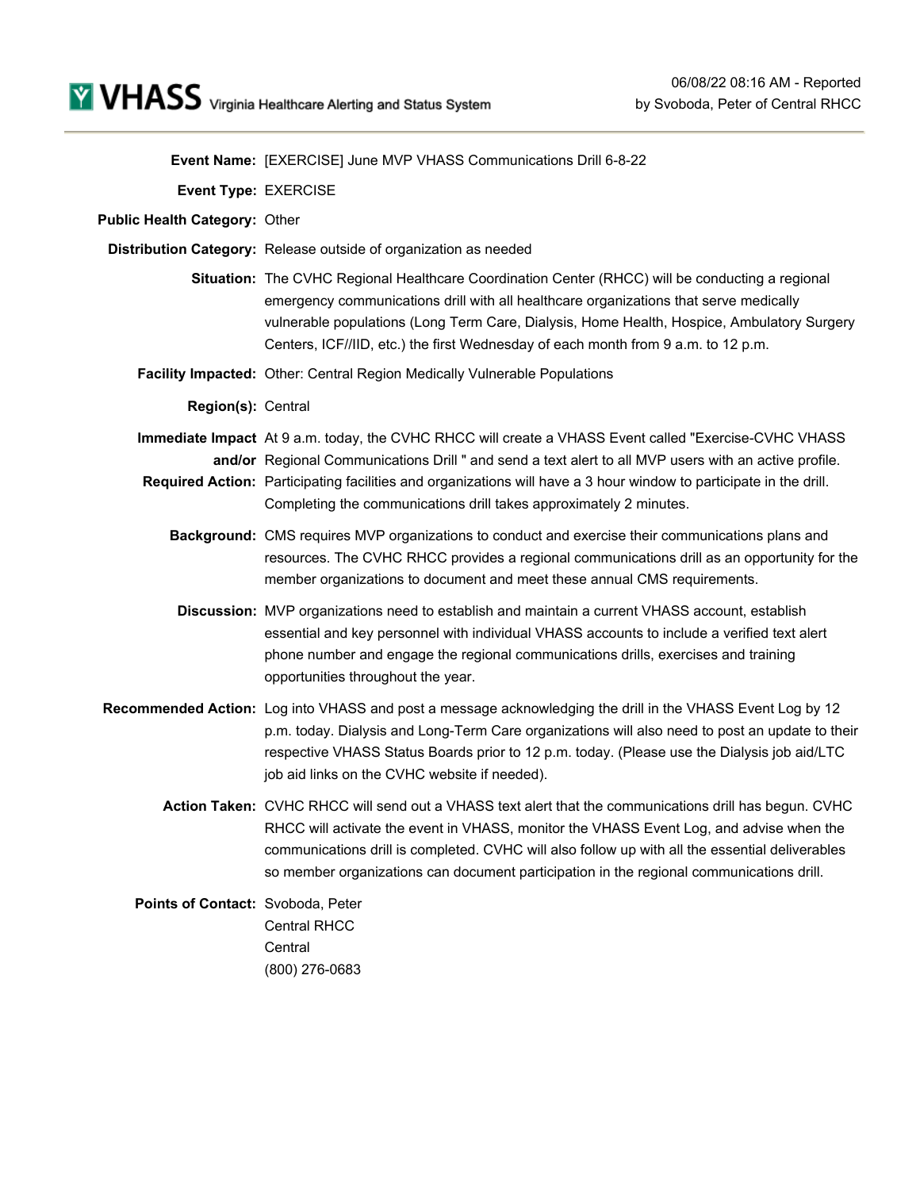**VHASS** Virginia Healthcare Alerting and Status System

06/08/22 08:16 AM - Reported by Svoboda, Peter of Central RHCC

**Event Name:** [EXERCISE] June MVP VHASS Communications Drill 6-8-22

**Event Type:** EXERCISE

**Public Health Category:** Other

**Distribution Category:** Release outside of organization as needed

**Situation:** The CVHC Regional Healthcare Coordination Center (RHCC) will be conducting a regional emergency communications drill with all healthcare organizations that serve medically vulnerable populations (Long Term Care, Dialysis, Home Health, Hospice, Ambulatory Surgery Centers, ICF//IID, etc.) the first Wednesday of each month from 9 a.m. to 12 p.m.

**Facility Impacted:** Other: Central Region Medically Vulnerable Populations

**Region(s):** Central

**Immediate Impact and/or Required Action:** At 9 a.m. today, the CVHC RHCC will create a VHASS Event called "Exercise-CVHC VHASS Regional Communications Drill " and send a text alert to all MVP users with an active profile. Participating facilities and organizations will have a 3 hour window to participate in the drill. Completing the communications drill takes approximately 2 minutes.

**Background:** CMS requires MVP organizations to conduct and exercise their communications plans and resources. The CVHC RHCC provides a regional communications drill as an opportunity for the member organizations to document and meet these annual CMS requirements.

**Discussion:** MVP organizations need to establish and maintain a current VHASS account, establish essential and key personnel with individual VHASS accounts to include a verified text alert phone number and engage the regional communications drills, exercises and training opportunities throughout the year.

**Recommended Action:** Log into VHASS and post a message acknowledging the drill in the VHASS Event Log by 12 p.m. today. Dialysis and Long-Term Care organizations will also need to post an update to their respective VHASS Status Boards prior to 12 p.m. today. (Please use the Dialysis job aid/LTC job aid links on the CVHC website if needed).

**Action Taken:** CVHC RHCC will send out a VHASS text alert that the communications drill has begun. CVHC RHCC will activate the event in VHASS, monitor the VHASS Event Log, and advise when the communications drill is completed. CVHC will also follow up with all the essential deliverables so member organizations can document participation in the regional communications drill.

**Points of Contact:** Svoboda, Peter
Central RHCC
Central
(800) 276-0683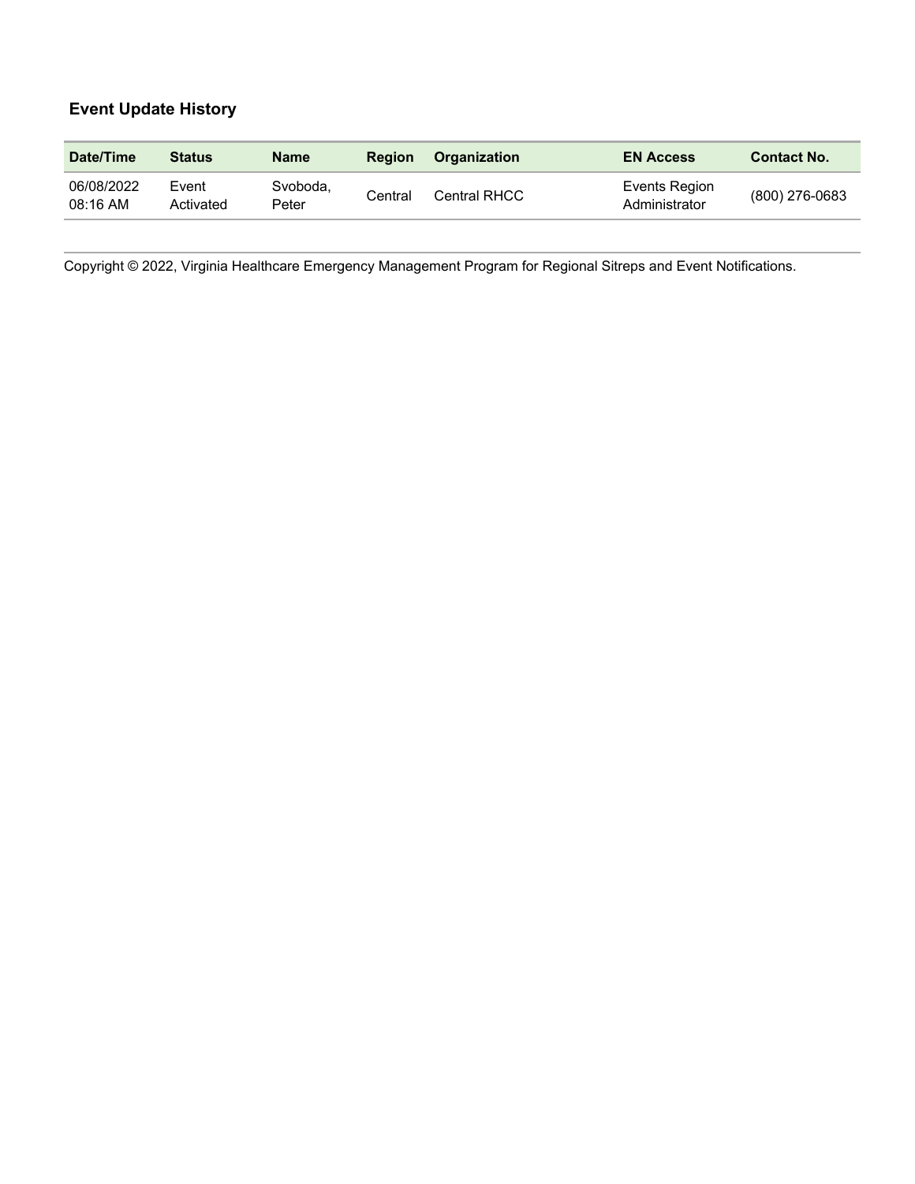## Event Update History

| Date/Time | Status | Name | Region | Organization | EN Access | Contact No. |
|---|---|---|---|---|---|---|
| 06/08/2022 08:16 AM | Event Activated | Svoboda, Peter | Central | Central RHCC | Events Region Administrator | (800) 276-0683 |

Copyright © 2022, Virginia Healthcare Emergency Management Program for Regional Sitreps and Event Notifications.